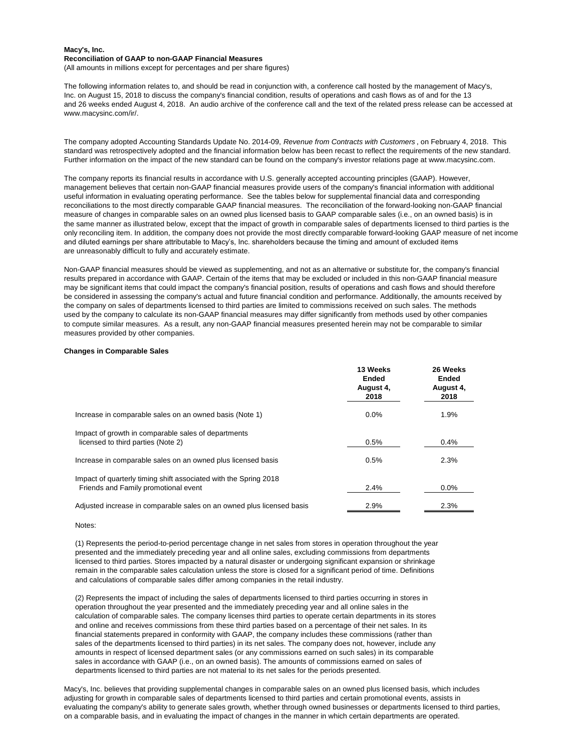**Macy's, Inc.**
**Reconciliation of GAAP to non-GAAP Financial Measures**
(All amounts in millions except for percentages and per share figures)

The following information relates to, and should be read in conjunction with, a conference call hosted by the management of Macy's, Inc. on August 15, 2018 to discuss the company's financial condition, results of operations and cash flows as of and for the 13 and 26 weeks ended August 4, 2018. An audio archive of the conference call and the text of the related press release can be accessed at www.macysinc.com/ir/.

The company adopted Accounting Standards Update No. 2014-09, *Revenue from Contracts with Customers* , on February 4, 2018. This standard was retrospectively adopted and the financial information below has been recast to reflect the requirements of the new standard. Further information on the impact of the new standard can be found on the company's investor relations page at www.macysinc.com.

The company reports its financial results in accordance with U.S. generally accepted accounting principles (GAAP). However, management believes that certain non-GAAP financial measures provide users of the company's financial information with additional useful information in evaluating operating performance. See the tables below for supplemental financial data and corresponding reconciliations to the most directly comparable GAAP financial measures. The reconciliation of the forward-looking non-GAAP financial measure of changes in comparable sales on an owned plus licensed basis to GAAP comparable sales (i.e., on an owned basis) is in the same manner as illustrated below, except that the impact of growth in comparable sales of departments licensed to third parties is the only reconciling item. In addition, the company does not provide the most directly comparable forward-looking GAAP measure of net income and diluted earnings per share attributable to Macy's, Inc. shareholders because the timing and amount of excluded items are unreasonably difficult to fully and accurately estimate.

Non-GAAP financial measures should be viewed as supplementing, and not as an alternative or substitute for, the company's financial results prepared in accordance with GAAP. Certain of the items that may be excluded or included in this non-GAAP financial measure may be significant items that could impact the company's financial position, results of operations and cash flows and should therefore be considered in assessing the company's actual and future financial condition and performance. Additionally, the amounts received by the company on sales of departments licensed to third parties are limited to commissions received on such sales. The methods used by the company to calculate its non-GAAP financial measures may differ significantly from methods used by other companies to compute similar measures. As a result, any non-GAAP financial measures presented herein may not be comparable to similar measures provided by other companies.

**Changes in Comparable Sales**

| | 13 Weeks Ended August 4, 2018 | 26 Weeks Ended August 4, 2018 |
|---|---|---|
| Increase in comparable sales on an owned basis (Note 1) | 0.0% | 1.9% |
| Impact of growth in comparable sales of departments licensed to third parties (Note 2) | 0.5% | 0.4% |
| Increase in comparable sales on an owned plus licensed basis | 0.5% | 2.3% |
| Impact of quarterly timing shift associated with the Spring 2018 Friends and Family promotional event | 2.4% | 0.0% |
| Adjusted increase in comparable sales on an owned plus licensed basis | 2.9% | 2.3% |

Notes:

(1) Represents the period-to-period percentage change in net sales from stores in operation throughout the year presented and the immediately preceding year and all online sales, excluding commissions from departments licensed to third parties. Stores impacted by a natural disaster or undergoing significant expansion or shrinkage remain in the comparable sales calculation unless the store is closed for a significant period of time. Definitions and calculations of comparable sales differ among companies in the retail industry.

(2) Represents the impact of including the sales of departments licensed to third parties occurring in stores in operation throughout the year presented and the immediately preceding year and all online sales in the calculation of comparable sales. The company licenses third parties to operate certain departments in its stores and online and receives commissions from these third parties based on a percentage of their net sales. In its financial statements prepared in conformity with GAAP, the company includes these commissions (rather than sales of the departments licensed to third parties) in its net sales. The company does not, however, include any amounts in respect of licensed department sales (or any commissions earned on such sales) in its comparable sales in accordance with GAAP (i.e., on an owned basis). The amounts of commissions earned on sales of departments licensed to third parties are not material to its net sales for the periods presented.

Macy's, Inc. believes that providing supplemental changes in comparable sales on an owned plus licensed basis, which includes adjusting for growth in comparable sales of departments licensed to third parties and certain promotional events, assists in evaluating the company's ability to generate sales growth, whether through owned businesses or departments licensed to third parties, on a comparable basis, and in evaluating the impact of changes in the manner in which certain departments are operated.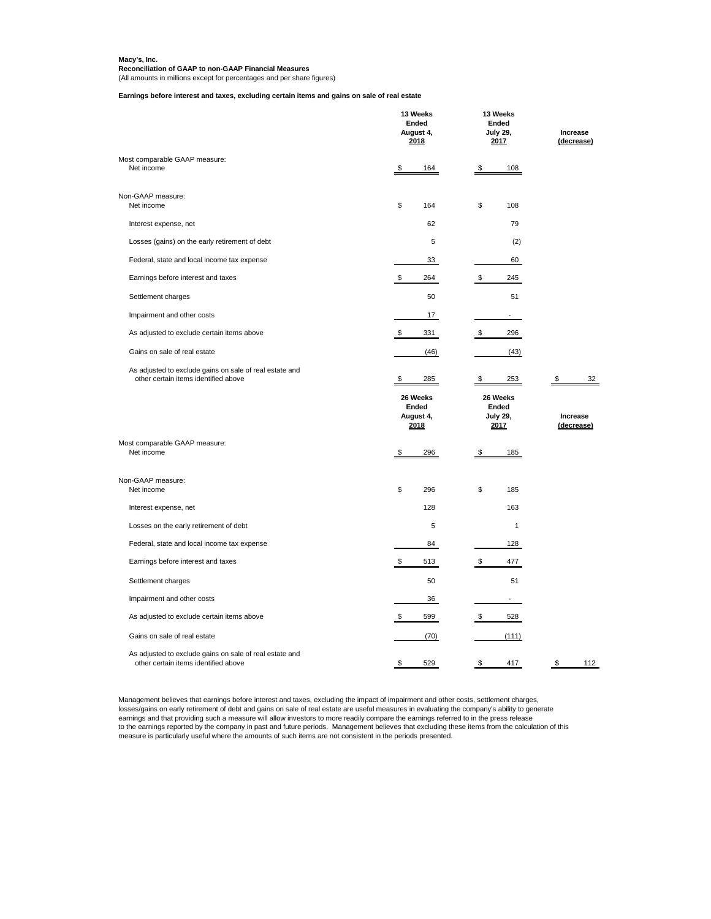**Macy's, Inc.**
**Reconciliation of GAAP to non-GAAP Financial Measures**
(All amounts in millions except for percentages and per share figures)

**Earnings before interest and taxes, excluding certain items and gains on sale of real estate**

| | 13 Weeks Ended August 4, 2018 | 13 Weeks Ended July 29, 2017 | Increase (decrease) |
|---|---|---|---|
| Most comparable GAAP measure: | | | |
| Net income | $ 164 | $ 108 | |
| Non-GAAP measure: | | | |
| Net income | $ 164 | $ 108 | |
| Interest expense, net | 62 | 79 | |
| Losses (gains) on the early retirement of debt | 5 | (2) | |
| Federal, state and local income tax expense | 33 | 60 | |
| Earnings before interest and taxes | $ 264 | $ 245 | |
| Settlement charges | 50 | 51 | |
| Impairment and other costs | 17 | - | |
| As adjusted to exclude certain items above | $ 331 | $ 296 | |
| Gains on sale of real estate | (46) | (43) | |
| As adjusted to exclude gains on sale of real estate and other certain items identified above | $ 285 | $ 253 | $ 32 |

| | 26 Weeks Ended August 4, 2018 | 26 Weeks Ended July 29, 2017 | Increase (decrease) |
|---|---|---|---|
| Most comparable GAAP measure: | | | |
| Net income | $ 296 | $ 185 | |
| Non-GAAP measure: | | | |
| Net income | $ 296 | $ 185 | |
| Interest expense, net | 128 | 163 | |
| Losses on the early retirement of debt | 5 | 1 | |
| Federal, state and local income tax expense | 84 | 128 | |
| Earnings before interest and taxes | $ 513 | $ 477 | |
| Settlement charges | 50 | 51 | |
| Impairment and other costs | 36 | - | |
| As adjusted to exclude certain items above | $ 599 | $ 528 | |
| Gains on sale of real estate | (70) | (111) | |
| As adjusted to exclude gains on sale of real estate and other certain items identified above | $ 529 | $ 417 | $ 112 |

Management believes that earnings before interest and taxes, excluding the impact of impairment and other costs, settlement charges, losses/gains on early retirement of debt and gains on sale of real estate are useful measures in evaluating the company's ability to generate earnings and that providing such a measure will allow investors to more readily compare the earnings referred to in the press release to the earnings reported by the company in past and future periods. Management believes that excluding these items from the calculation of this measure is particularly useful where the amounts of such items are not consistent in the periods presented.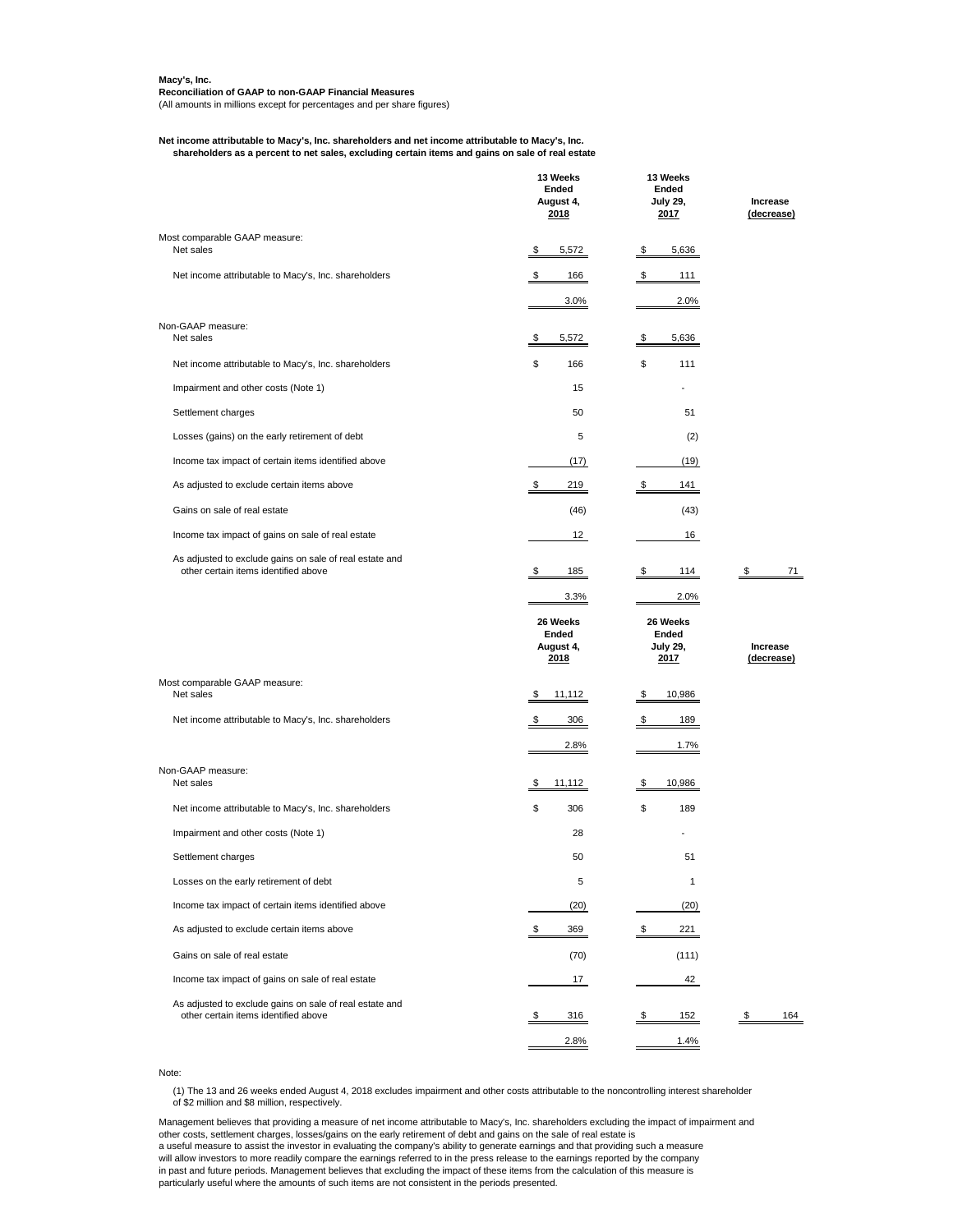**Macy's, Inc.**
**Reconciliation of GAAP to non-GAAP Financial Measures**
(All amounts in millions except for percentages and per share figures)

**Net income attributable to Macy's, Inc. shareholders and net income attributable to Macy's, Inc. shareholders as a percent to net sales, excluding certain items and gains on sale of real estate**

| | 13 Weeks Ended August 4, 2018 | 13 Weeks Ended July 29, 2017 | Increase (decrease) |
|---|---|---|---|
| Most comparable GAAP measure: | | | |
| Net sales | $ 5,572 | $ 5,636 | |
| Net income attributable to Macy's, Inc. shareholders | $ 166 | $ 111 | |
| | 3.0% | 2.0% | |
| Non-GAAP measure: | | | |
| Net sales | $ 5,572 | $ 5,636 | |
| Net income attributable to Macy's, Inc. shareholders | $ 166 | $ 111 | |
| Impairment and other costs (Note 1) | 15 | - | |
| Settlement charges | 50 | 51 | |
| Losses (gains) on the early retirement of debt | 5 | (2) | |
| Income tax impact of certain items identified above | (17) | (19) | |
| As adjusted to exclude certain items above | $ 219 | $ 141 | |
| Gains on sale of real estate | (46) | (43) | |
| Income tax impact of gains on sale of real estate | 12 | 16 | |
| As adjusted to exclude gains on sale of real estate and other certain items identified above | $ 185 | $ 114 | $ 71 |
| | 3.3% | 2.0% | |

| | 26 Weeks Ended August 4, 2018 | 26 Weeks Ended July 29, 2017 | Increase (decrease) |
|---|---|---|---|
| Most comparable GAAP measure: | | | |
| Net sales | $ 11,112 | $ 10,986 | |
| Net income attributable to Macy's, Inc. shareholders | $ 306 | $ 189 | |
| | 2.8% | 1.7% | |
| Non-GAAP measure: | | | |
| Net sales | $ 11,112 | $ 10,986 | |
| Net income attributable to Macy's, Inc. shareholders | $ 306 | $ 189 | |
| Impairment and other costs (Note 1) | 28 | - | |
| Settlement charges | 50 | 51 | |
| Losses on the early retirement of debt | 5 | 1 | |
| Income tax impact of certain items identified above | (20) | (20) | |
| As adjusted to exclude certain items above | $ 369 | $ 221 | |
| Gains on sale of real estate | (70) | (111) | |
| Income tax impact of gains on sale of real estate | 17 | 42 | |
| As adjusted to exclude gains on sale of real estate and other certain items identified above | $ 316 | $ 152 | $ 164 |
| | 2.8% | 1.4% | |

Note:

(1) The 13 and 26 weeks ended August 4, 2018 excludes impairment and other costs attributable to the noncontrolling interest shareholder of $2 million and $8 million, respectively.

Management believes that providing a measure of net income attributable to Macy's, Inc. shareholders excluding the impact of impairment and other costs, settlement charges, losses/gains on the early retirement of debt and gains on the sale of real estate is a useful measure to assist the investor in evaluating the company's ability to generate earnings and that providing such a measure will allow investors to more readily compare the earnings referred to in the press release to the earnings reported by the company in past and future periods. Management believes that excluding the impact of these items from the calculation of this measure is particularly useful where the amounts of such items are not consistent in the periods presented.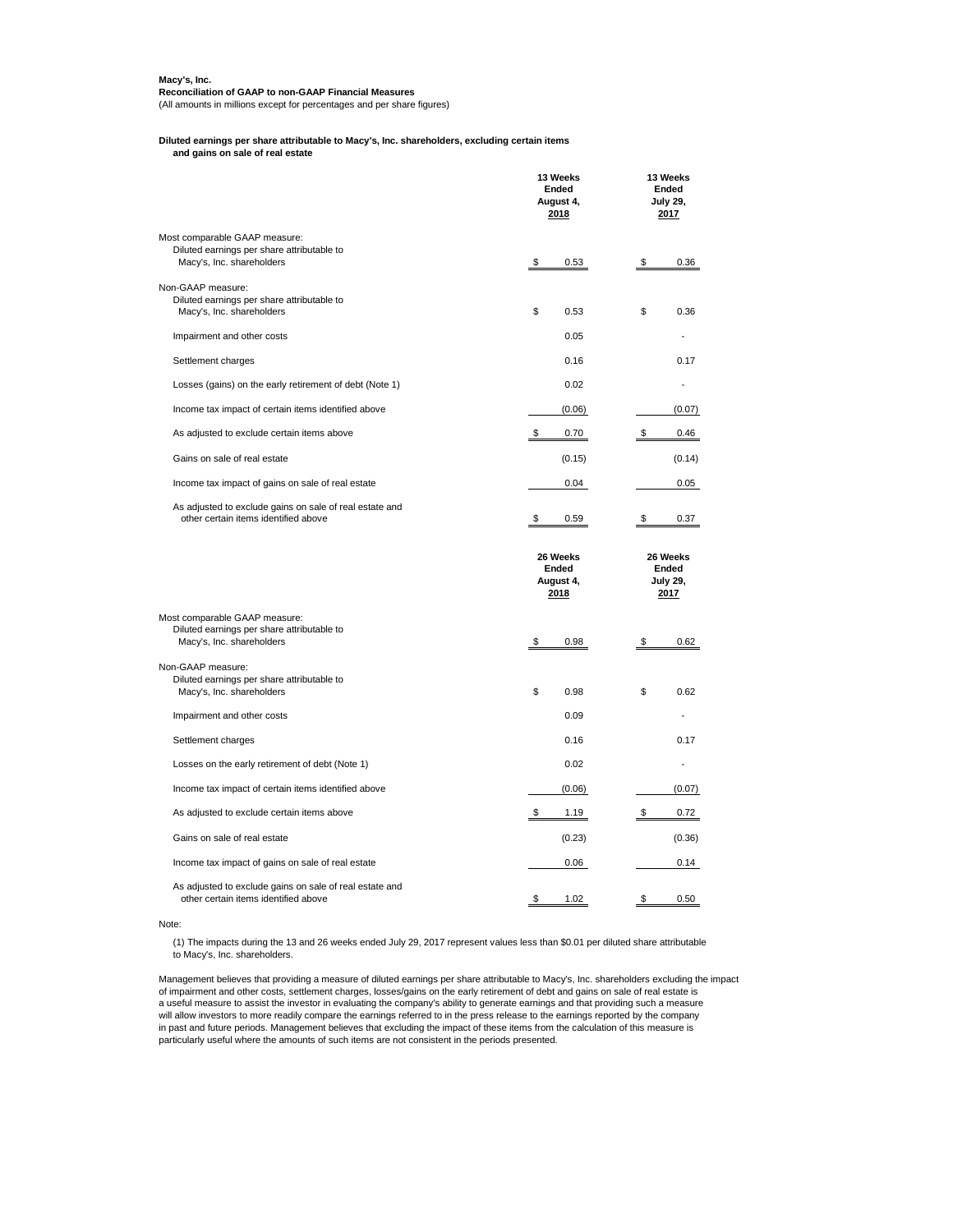**Macy's, Inc.**
**Reconciliation of GAAP to non-GAAP Financial Measures**
(All amounts in millions except for percentages and per share figures)

**Diluted earnings per share attributable to Macy's, Inc. shareholders, excluding certain items and gains on sale of real estate**

| | 13 Weeks Ended August 4, 2018 | 13 Weeks Ended July 29, 2017 |
|---|---|---|
| Most comparable GAAP measure: | | |
| Diluted earnings per share attributable to Macy's, Inc. shareholders | $ 0.53 | $ 0.36 |
| Non-GAAP measure: | | |
| Diluted earnings per share attributable to Macy's, Inc. shareholders | $ 0.53 | $ 0.36 |
| Impairment and other costs | 0.05 | - |
| Settlement charges | 0.16 | 0.17 |
| Losses (gains) on the early retirement of debt (Note 1) | 0.02 | - |
| Income tax impact of certain items identified above | (0.06) | (0.07) |
| As adjusted to exclude certain items above | $ 0.70 | $ 0.46 |
| Gains on sale of real estate | (0.15) | (0.14) |
| Income tax impact of gains on sale of real estate | 0.04 | 0.05 |
| As adjusted to exclude gains on sale of real estate and other certain items identified above | $ 0.59 | $ 0.37 |

| | 26 Weeks Ended August 4, 2018 | 26 Weeks Ended July 29, 2017 |
|---|---|---|
| Most comparable GAAP measure: | | |
| Diluted earnings per share attributable to Macy's, Inc. shareholders | $ 0.98 | $ 0.62 |
| Non-GAAP measure: | | |
| Diluted earnings per share attributable to Macy's, Inc. shareholders | $ 0.98 | $ 0.62 |
| Impairment and other costs | 0.09 | - |
| Settlement charges | 0.16 | 0.17 |
| Losses on the early retirement of debt (Note 1) | 0.02 | - |
| Income tax impact of certain items identified above | (0.06) | (0.07) |
| As adjusted to exclude certain items above | $ 1.19 | $ 0.72 |
| Gains on sale of real estate | (0.23) | (0.36) |
| Income tax impact of gains on sale of real estate | 0.06 | 0.14 |
| As adjusted to exclude gains on sale of real estate and other certain items identified above | $ 1.02 | $ 0.50 |

Note:

(1) The impacts during the 13 and 26 weeks ended July 29, 2017 represent values less than $0.01 per diluted share attributable to Macy's, Inc. shareholders.

Management believes that providing a measure of diluted earnings per share attributable to Macy's, Inc. shareholders excluding the impact of impairment and other costs, settlement charges, losses/gains on the early retirement of debt and gains on sale of real estate is a useful measure to assist the investor in evaluating the company's ability to generate earnings and that providing such a measure will allow investors to more readily compare the earnings referred to in the press release to the earnings reported by the company in past and future periods. Management believes that excluding the impact of these items from the calculation of this measure is particularly useful where the amounts of such items are not consistent in the periods presented.